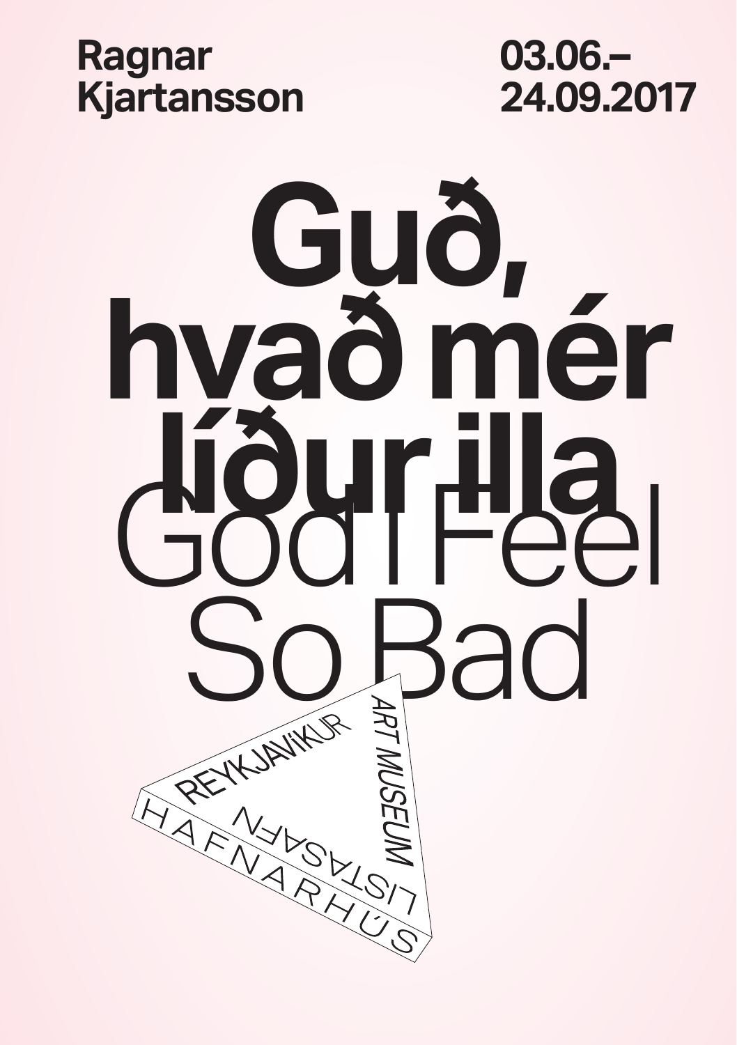**Ragnar Kjartansson**

**03.06.–24.09.2017**

# Guð, hvað mér líður illa

# God I Feel So Bad

REYKJAVÍKUR ART MUSEUM

LISTASAFN

HAFNARHÚS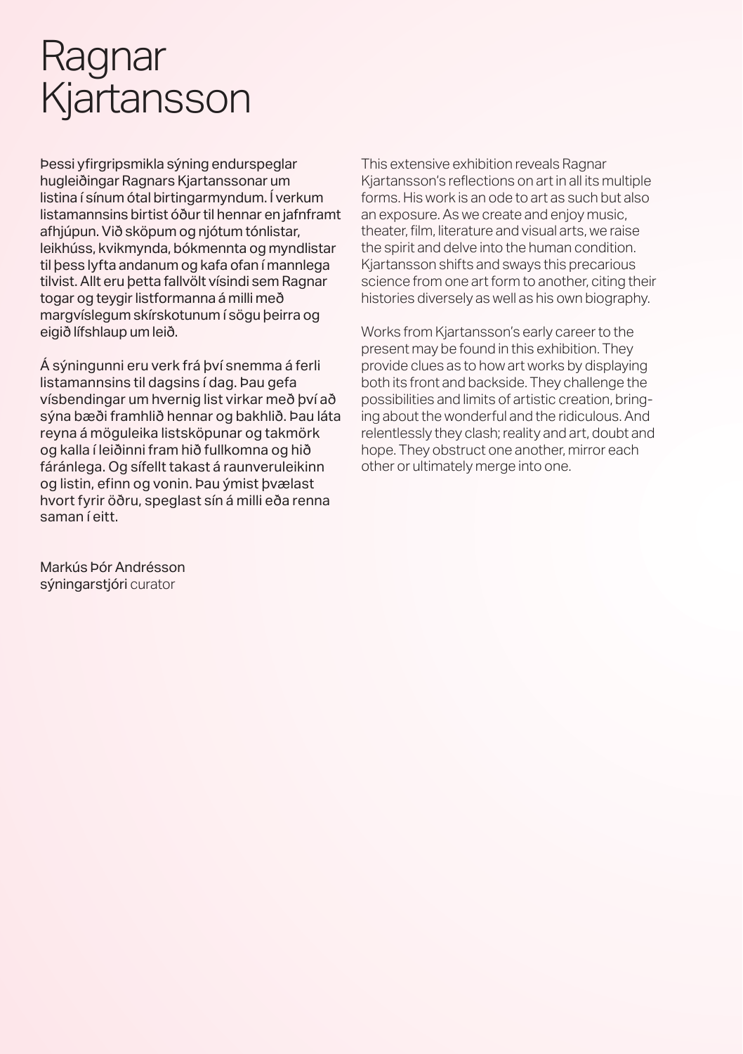# Ragnar Kjartansson

Þessi yfirgripsmikla sýning endurspeglar hugleiðingar Ragnars Kjartanssonar um listina í sínum ótal birtingarmyndum. Í verkum listamannsins birtist óður til hennar en jafnframt afhjúpun. Við sköpum og njótum tónlistar, leikhúss, kvikmynda, bókmennta og myndlistar til þess lyfta andanum og kafa ofan í mannlega tilvist. Allt eru þetta fallvölt vísindi sem Ragnar togar og teygir listformanna á milli með margvíslegum skírskotunum í sögu þeirra og eigið lífshlaup um leið.

Á sýningunni eru verk frá því snemma á ferli listamannsins til dagsins í dag. Þau gefa vísbendingar um hvernig list virkar með því að sýna bæði framhlið hennar og bakhlið. Þau láta reyna á möguleika listsköpunar og takmörk og kalla í leiðinni fram hið fullkomna og hið fáránlega. Og sífellt takast á raunveruleikinn og listin, efinn og vonin. Þau ýmist þvælast hvort fyrir öðru, speglast sín á milli eða renna saman í eitt.

Markús Þór Andrésson
sýningarstjóri curator

This extensive exhibition reveals Ragnar Kjartansson's reflections on art in all its multiple forms. His work is an ode to art as such but also an exposure. As we create and enjoy music, theater, film, literature and visual arts, we raise the spirit and delve into the human condition. Kjartansson shifts and sways this precarious science from one art form to another, citing their histories diversely as well as his own biography.

Works from Kjartansson's early career to the present may be found in this exhibition. They provide clues as to how art works by displaying both its front and backside. They challenge the possibilities and limits of artistic creation, bringing about the wonderful and the ridiculous. And relentlessly they clash; reality and art, doubt and hope. They obstruct one another, mirror each other or ultimately merge into one.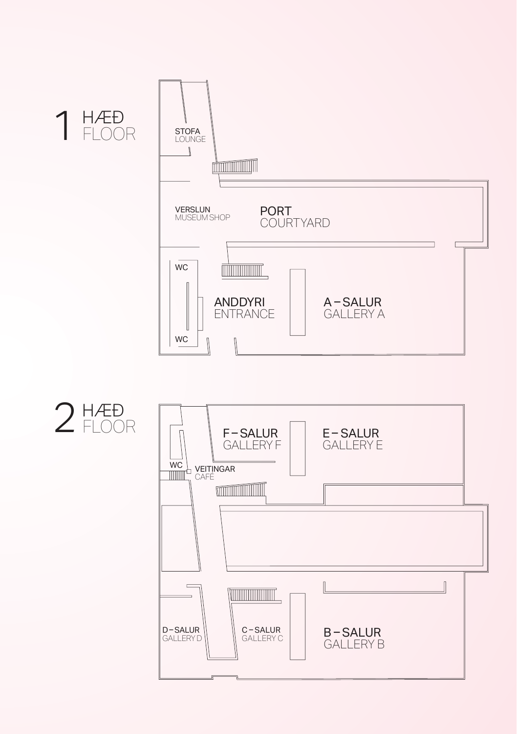## 1 HÆÐ FLOOR

STOFA
LOUNGE

VERSLUN
MUSEUM SHOP

PORT
COURTYARD

WC

ANDDYRI
ENTRANCE

A – SALUR
GALLERY A

WC

## 2 HÆÐ FLOOR

F – SALUR
GALLERY F

E – SALUR
GALLERY E

WC

VEITINGAR
CAFÉ

D – SALUR
GALLERY D

C – SALUR
GALLERY C

B – SALUR
GALLERY B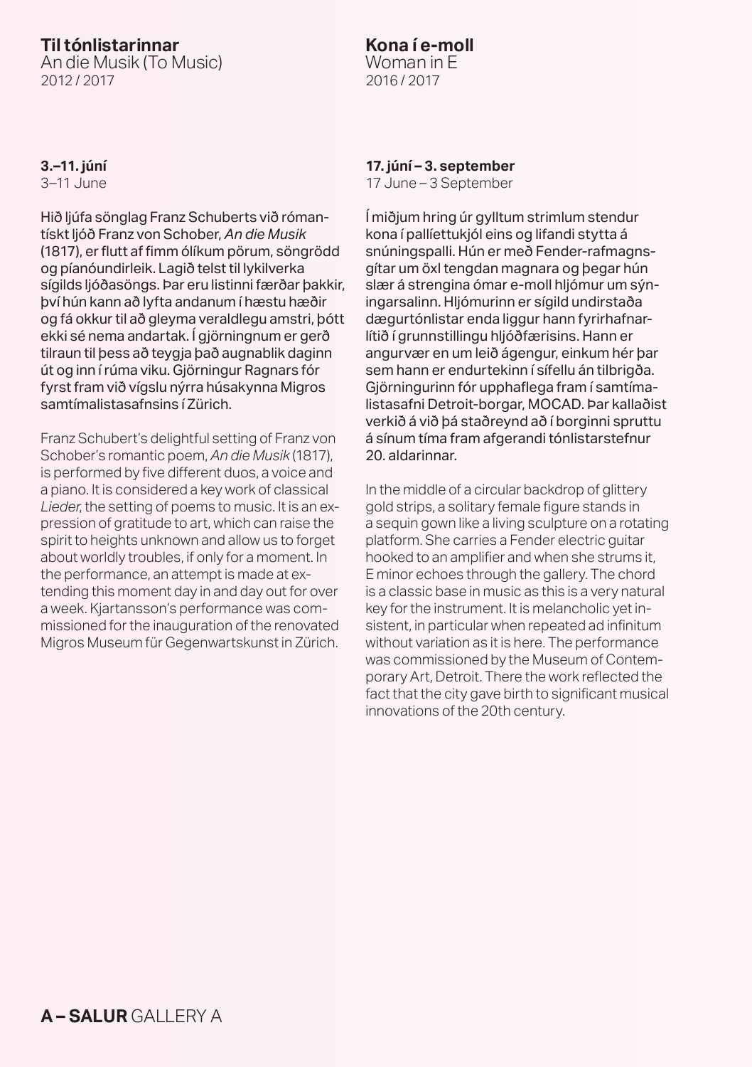## Til tónlistarinnar

An die Musik (To Music)
2012 / 2017

**3.–11. júní**
3–11 June

Hið ljúfa sönglag Franz Schuberts við rómantískt ljóð Franz von Schober, *An die Musik* (1817), er flutt af fimm ólíkum pörum, söngrödd og píanóundirleik. Lagið telst til lykilverka sígilds ljóðasöngs. Þar eru listinni færðar þakkir, því hún kann að lyfta andanum í hæstu hæðir og fá okkur til að gleyma veraldlegu amstri, þótt ekki sé nema andartak. Í gjörningnum er gerð tilraun til þess að teygja það augnablik daginn út og inn í rúma viku. Gjörningur Ragnars fór fyrst fram við vígslu nýrra húsakynna Migros samtímalistasafnsins í Zürich.

Franz Schubert's delightful setting of Franz von Schober's romantic poem, *An die Musik* (1817), is performed by five different duos, a voice and a piano. It is considered a key work of classical *Lieder*, the setting of poems to music. It is an expression of gratitude to art, which can raise the spirit to heights unknown and allow us to forget about worldly troubles, if only for a moment. In the performance, an attempt is made at extending this moment day in and day out for over a week. Kjartansson's performance was commissioned for the inauguration of the renovated Migros Museum für Gegenwartskunst in Zürich.

## Kona í e-moll

Woman in E
2016 / 2017

**17. júní – 3. september**
17 June – 3 September

Í miðjum hring úr gylltum strimlum stendur kona í pallíettukjól eins og lifandi stytta á snúningspalli. Hún er með Fender-rafmagnsgítar um öxl tengdan magnara og þegar hún slær á strengina ómar e-moll hljómur um sýningarsalinn. Hljómurinn er sígild undirstaða dægurtónlistar enda liggur hann fyrirhafnarlítið í grunnstillingu hljóðfærisins. Hann er angurvær en um leið ágengur, einkum hér þar sem hann er endurtekinn í sífellu án tilbrigða. Gjörningurinn fór upphaflega fram í samtímalistasafni Detroit-borgar, MOCAD. Þar kallaðist verkið á við þá staðreynd að í borginni spruttu á sínum tíma fram afgerandi tónlistarstefnur 20. aldarinnar.

In the middle of a circular backdrop of glittery gold strips, a solitary female figure stands in a sequin gown like a living sculpture on a rotating platform. She carries a Fender electric guitar hooked to an amplifier and when she strums it, E minor echoes through the gallery. The chord is a classic base in music as this is a very natural key for the instrument. It is melancholic yet insistent, in particular when repeated ad infinitum without variation as it is here. The performance was commissioned by the Museum of Contemporary Art, Detroit. There the work reflected the fact that the city gave birth to significant musical innovations of the 20th century.

**A – SALUR** GALLERY A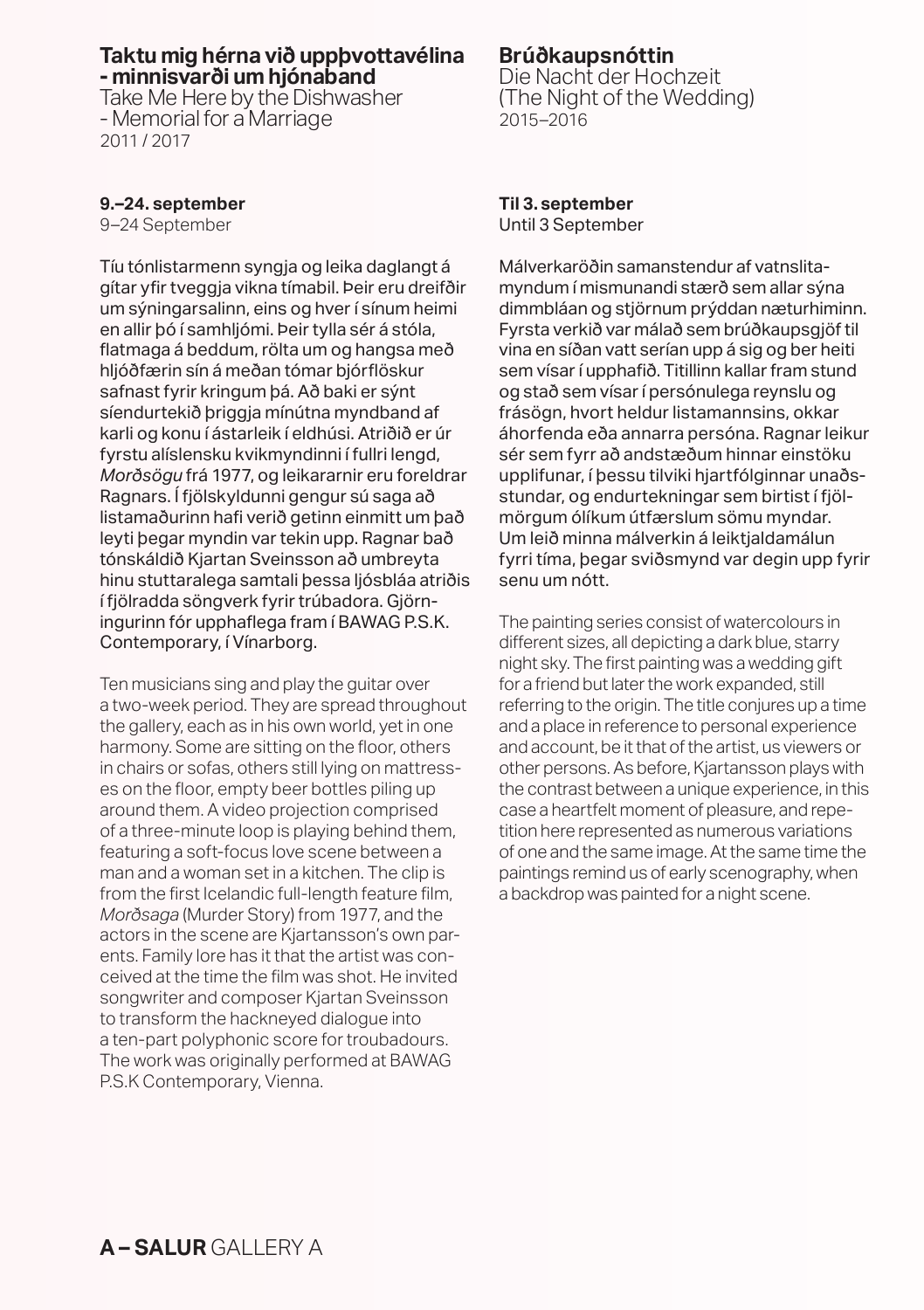## Taktu mig hérna við uppþvottavélina - minnisvarði um hjónaband

Take Me Here by the Dishwasher - Memorial for a Marriage
2011 / 2017

**9.–24. september**
9–24 September

Tíu tónlistarmenn syngja og leika daglangt á gítar yfir tveggja vikna tímabil. Þeir eru dreifðir um sýningarsalinn, eins og hver í sínum heimi en allir þó í samhljómi. Þeir tylla sér á stóla, flatmaga á beddum, rölta um og hangsa með hljóðfærin sín á meðan tómar bjórflöskur safnast fyrir kringum þá. Að baki er sýnt síendurtekið þriggja mínútna myndband af karli og konu í ástarleik í eldhúsi. Atriðið er úr fyrstu alíslensku kvikmyndinni í fullri lengd, *Morðsögu* frá 1977, og leikararnir eru foreldrar Ragnars. Í fjölskyldunni gengur sú saga að listamaðurinn hafi verið getinn einmitt um það leyti þegar myndin var tekin upp. Ragnar bað tónskáldið Kjartan Sveinsson að umbreyta hinu stuttaralega samtali þessa ljósbláa atriðis í fjölradda söngverk fyrir trúbadora. Gjörningurinn fór upphaflega fram í BAWAG P.S.K. Contemporary, í Vínarborg.

Ten musicians sing and play the guitar over a two-week period. They are spread throughout the gallery, each as in his own world, yet in one harmony. Some are sitting on the floor, others in chairs or sofas, others still lying on mattresses on the floor, empty beer bottles piling up around them. A video projection comprised of a three-minute loop is playing behind them, featuring a soft-focus love scene between a man and a woman set in a kitchen. The clip is from the first Icelandic full-length feature film, *Morðsaga* (Murder Story) from 1977, and the actors in the scene are Kjartansson's own parents. Family lore has it that the artist was conceived at the time the film was shot. He invited songwriter and composer Kjartan Sveinsson to transform the hackneyed dialogue into a ten-part polyphonic score for troubadours. The work was originally performed at BAWAG P.S.K Contemporary, Vienna.

## Brúðkaupsnóttin

Die Nacht der Hochzeit
(The Night of the Wedding)
2015–2016

**Til 3. september**
Until 3 September

Málverkaröðin samanstendur af vatnslitamyndum í mismunandi stærð sem allar sýna dimmbláan og stjörnum prýddan næturhiminn. Fyrsta verkið var málað sem brúðkaupsgjöf til vina en síðan vatt serían upp á sig og ber heiti sem vísar í upphafið. Titillinn kallar fram stund og stað sem vísar í persónulega reynslu og frásögn, hvort heldur listamannsins, okkar áhorfenda eða annarra persóna. Ragnar leikur sér sem fyrr að andstæðum hinnar einstöku upplifunar, í þessu tilviki hjartfólginnar unaðsstundar, og endurtekningar sem birtist í fjölmörgum ólíkum útfærslum sömu myndar. Um leið minna málverkin á leiktjaldamálun fyrri tíma, þegar sviðsmynd var degin upp fyrir senu um nótt.

The painting series consist of watercolours in different sizes, all depicting a dark blue, starry night sky. The first painting was a wedding gift for a friend but later the work expanded, still referring to the origin. The title conjures up a time and a place in reference to personal experience and account, be it that of the artist, us viewers or other persons. As before, Kjartansson plays with the contrast between a unique experience, in this case a heartfelt moment of pleasure, and repetition here represented as numerous variations of one and the same image. At the same time the paintings remind us of early scenography, when a backdrop was painted for a night scene.

**A – SALUR** GALLERY A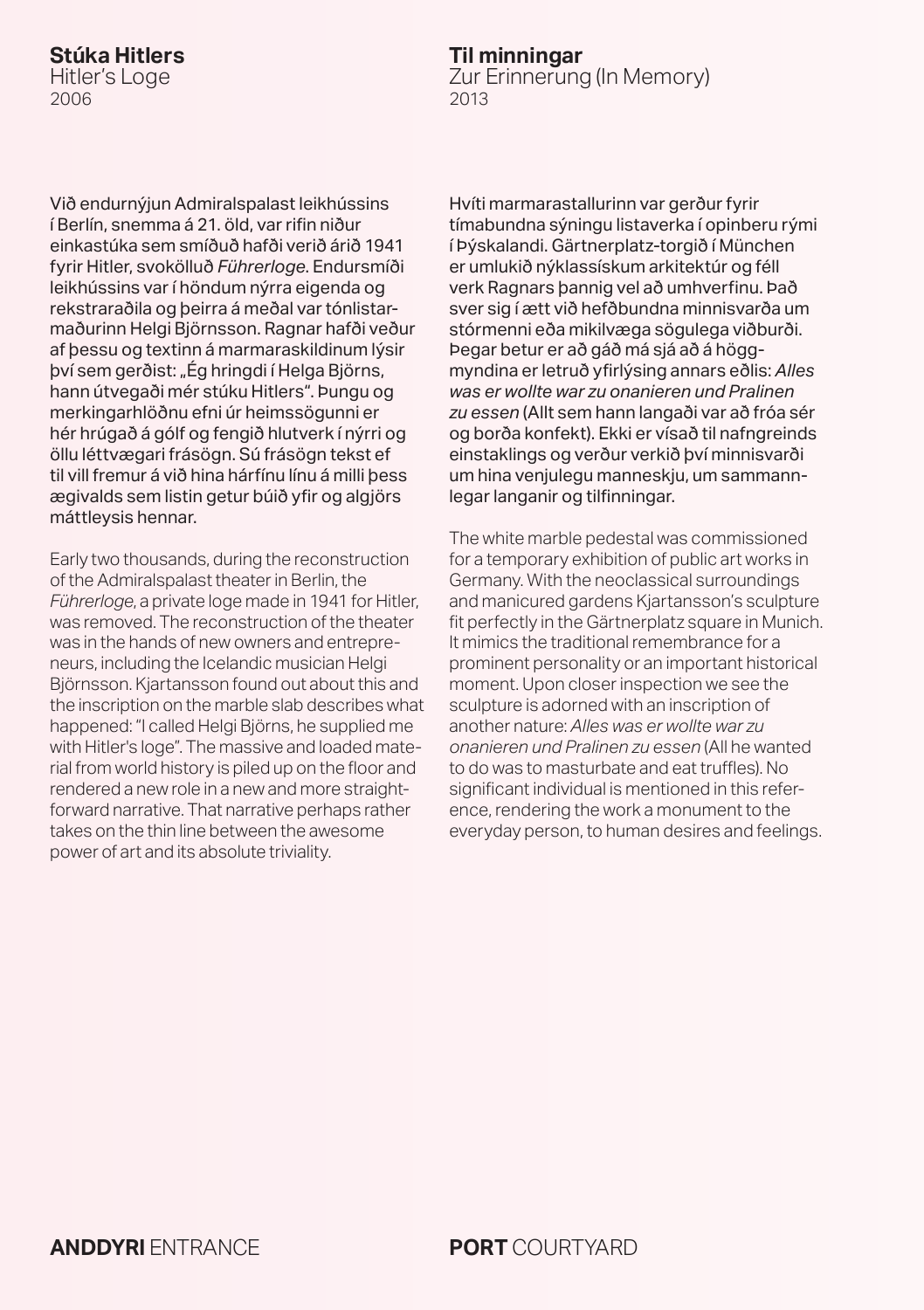## Stúka Hitlers
Hitler's Loge
2006

Við endurnýjun Admiralspalast leikhússins í Berlín, snemma á 21. öld, var rifin niður einkastúka sem smíðuð hafði verið árið 1941 fyrir Hitler, svokölluð *Führerloge*. Endursmíði leikhússins var í höndum nýrra eigenda og rekstraraðila og þeirra á meðal var tónlistarmaðurinn Helgi Björnsson. Ragnar hafði veður af þessu og textinn á marmaraskildinum lýsir því sem gerðist: „Ég hringdi í Helga Björns, hann útvegaði mér stúku Hitlers". Þungu og merkingarhlöðnu efni úr heimssögunni er hér hrúgað á gólf og fengið hlutverk í nýrri og öllu léttvægari frásögn. Sú frásögn tekst ef til vill fremur á við hina hárfínu línu á milli þess ægivalds sem listin getur búið yfir og algjörs máttleysis hennar.

Early two thousands, during the reconstruction of the Admiralspalast theater in Berlin, the *Führerloge*, a private loge made in 1941 for Hitler, was removed. The reconstruction of the theater was in the hands of new owners and entrepreneurs, including the Icelandic musician Helgi Björnsson. Kjartansson found out about this and the inscription on the marble slab describes what happened: "I called Helgi Björns, he supplied me with Hitler's loge". The massive and loaded material from world history is piled up on the floor and rendered a new role in a new and more straightforward narrative. That narrative perhaps rather takes on the thin line between the awesome power of art and its absolute triviality.

**ANDDYRI** ENTRANCE

## Til minningar
Zur Erinnerung (In Memory)
2013

Hvíti marmarastallurinn var gerður fyrir tímabundna sýningu listaverka í opinberu rými í Þýskalandi. Gärtnerplatz-torgið í München er umlukið nýklassískum arkitektúr og féll verk Ragnars þannig vel að umhverfinu. Það sver sig í ætt við hefðbundna minnisvarða um stórmenni eða mikilvæga sögulega viðburði. Þegar betur er að gáð má sjá að á höggmyndina er letruð yfirlýsing annars eðlis: *Alles was er wollte war zu onanieren und Pralinen zu essen* (Allt sem hann langaði var að fróa sér og borða konfekt). Ekki er vísað til nafngreinds einstaklings og verður verkið því minnisvarði um hina venjulegu manneskju, um sammannlegar langanir og tilfinningar.

The white marble pedestal was commissioned for a temporary exhibition of public art works in Germany. With the neoclassical surroundings and manicured gardens Kjartansson's sculpture fit perfectly in the Gärtnerplatz square in Munich. It mimics the traditional remembrance for a prominent personality or an important historical moment. Upon closer inspection we see the sculpture is adorned with an inscription of another nature: *Alles was er wollte war zu onanieren und Pralinen zu essen* (All he wanted to do was to masturbate and eat truffles). No significant individual is mentioned in this reference, rendering the work a monument to the everyday person, to human desires and feelings.

**PORT** COURTYARD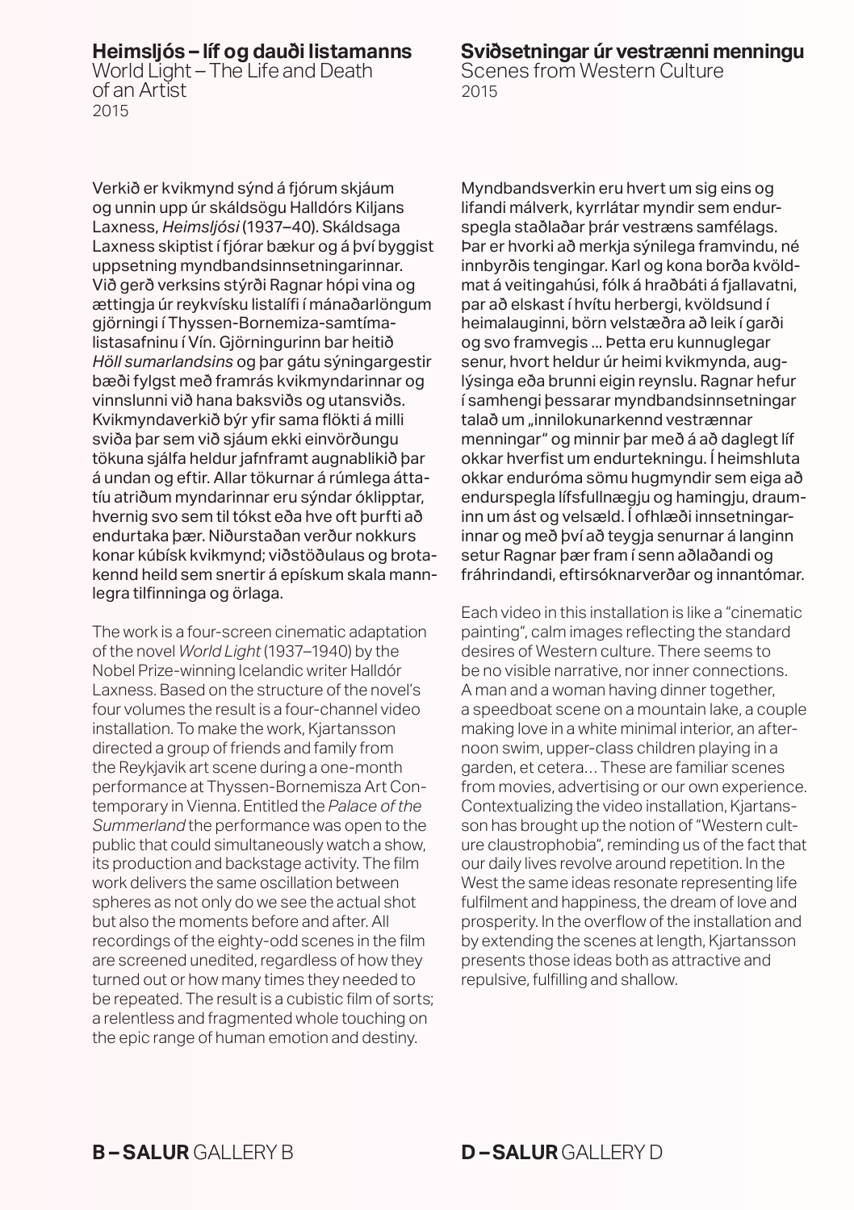## Heimsljós – líf og dauði listamanns

World Light – The Life and Death of an Artist
2015

Verkið er kvikmynd sýnd á fjórum skjáum og unnin upp úr skáldsögu Halldórs Kiljans Laxness, *Heimsljósi* (1937–40). Skáldsaga Laxness skiptist í fjórar bækur og á því byggist uppsetning myndbandsinnsetningarinnar. Við gerð verksins stýrði Ragnar hópi vina og ættingja úr reykvísku listalífi í mánaðarlöngum gjörningi í Thyssen-Bornemiza-samtímalistasafninu í Vín. Gjörningurinn bar heitið *Höll sumarlandsins* og þar gátu sýningargestir bæði fylgst með framrás kvikmyndarinnar og vinnslunni við hana baksviðs og utansviðs. Kvikmyndaverkið býr yfir sama flökti á milli sviða þar sem við sjáum ekki einvörðungu tökuna sjálfa heldur jafnframt augnablikið þar á undan og eftir. Allar tökurnar á rúmlega áttatíu atriðum myndarinnar eru sýndar óklipptar, hvernig svo sem til tókst eða hve oft þurfti að endurtaka þær. Niðurstaðan verður nokkurs konar kúbísk kvikmynd; viðstöðulaus og brotakennd heild sem snertir á epískum skala mannlegra tilfinninga og örlaga.

The work is a four-screen cinematic adaptation of the novel *World Light* (1937–1940) by the Nobel Prize-winning Icelandic writer Halldór Laxness. Based on the structure of the novel's four volumes the result is a four-channel video installation. To make the work, Kjartansson directed a group of friends and family from the Reykjavik art scene during a one-month performance at Thyssen-Bornemisza Art Contemporary in Vienna. Entitled the *Palace of the Summerland* the performance was open to the public that could simultaneously watch a show, its production and backstage activity. The film work delivers the same oscillation between spheres as not only do we see the actual shot but also the moments before and after. All recordings of the eighty-odd scenes in the film are screened unedited, regardless of how they turned out or how many times they needed to be repeated. The result is a cubistic film of sorts; a relentless and fragmented whole touching on the epic range of human emotion and destiny.

**B – SALUR** GALLERY B

## Sviðsetningar úr vestrænni menningu

Scenes from Western Culture
2015

Myndbandsverkin eru hvert um sig eins og lifandi málverk, kyrrlátar myndir sem endurspegla staðlaðar þrár vestræns samfélags. Þar er hvorki að merkja sýnilega framvindu, né innbyrðis tengingar. Karl og kona borða kvöldmat á veitingahúsi, fólk á hraðbáti á fjallavatni, par að elskast í hvítu herbergi, kvöldsund í heimalauginni, börn velstæðra að leik í garði og svo framvegis ... Þetta eru kunnuglegar senur, hvort heldur úr heimi kvikmynda, auglýsinga eða brunni eigin reynslu. Ragnar hefur í samhengi þessarar myndbandsinnsetningar talað um „innilokunarkennd vestrænnar menningar" og minnir þar með á að daglegt líf okkar hverfist um endurtekningu. Í heimshluta okkar enduróma sömu hugmyndir sem eiga að endurspegla lífsfullnægju og hamingju, drauminn um ást og velsæld. Í ofhlæði innsetningarinnar og með því að teygja senurnar á langinn setur Ragnar þær fram í senn aðlaðandi og fráhrindandi, eftirsóknarverðar og innantómar.

Each video in this installation is like a "cinematic painting", calm images reflecting the standard desires of Western culture. There seems to be no visible narrative, nor inner connections. A man and a woman having dinner together, a speedboat scene on a mountain lake, a couple making love in a white minimal interior, an afternoon swim, upper-class children playing in a garden, et cetera… These are familiar scenes from movies, advertising or our own experience. Contextualizing the video installation, Kjartansson has brought up the notion of "Western culture claustrophobia", reminding us of the fact that our daily lives revolve around repetition. In the West the same ideas resonate representing life fulfilment and happiness, the dream of love and prosperity. In the overflow of the installation and by extending the scenes at length, Kjartansson presents those ideas both as attractive and repulsive, fulfilling and shallow.

**D – SALUR** GALLERY D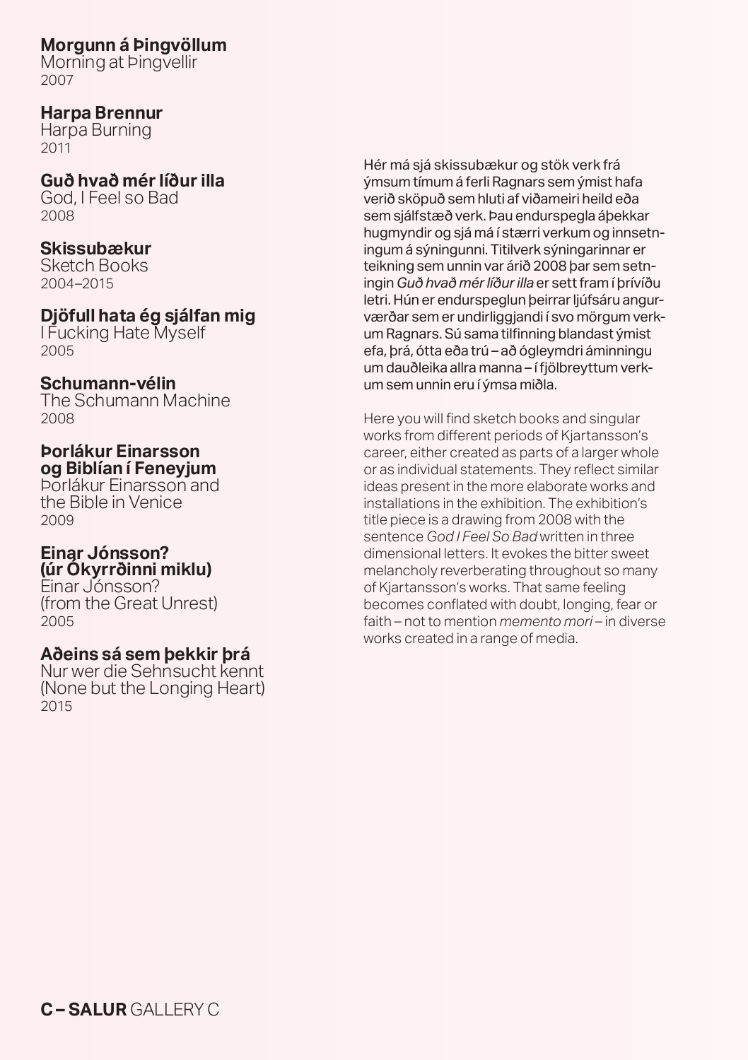**Morgunn á Þingvöllum**
Morning at Þingvellir
2007

**Harpa Brennur**
Harpa Burning
2011

**Guð hvað mér líður illa**
God, I Feel so Bad
2008

**Skissubækur**
Sketch Books
2004–2015

**Djöfull hata ég sjálfan mig**
I Fucking Hate Myself
2005

**Schumann-vélin**
The Schumann Machine
2008

**Þorlákur Einarsson og Biblían í Feneyjum**
Þorlákur Einarsson and the Bible in Venice
2009

**Einar Jónsson? (úr Ókyrrðinni miklu)**
Einar Jónsson? (from the Great Unrest)
2005

**Aðeins sá sem þekkir þrá**
Nur wer die Sehnsucht kennt (None but the Longing Heart)
2015

Hér má sjá skissubækur og stök verk frá ýmsum tímum á ferli Ragnars sem ýmist hafa verið sköpuð sem hluti af viðameiri heild eða sem sjálfstæð verk. Þau endurspegla áþekkar hugmyndir og sjá má í stærri verkum og innsetningum á sýningunni. Titilverk sýningarinnar er teikning sem unnin var árið 2008 þar sem setningin *Guð hvað mér líður illa* er sett fram í þrívíðu letri. Hún er endurspeglun þeirrar ljúfsáru angurværðar sem er undirliggjandi í svo mörgum verkum Ragnars. Sú sama tilfinning blandast ýmist efa, þrá, ótta eða trú – að ógleymdri áminningu um dauðleika allra manna – í fjölbreyttum verkum sem unnin eru í ýmsa miðla.

Here you will find sketch books and singular works from different periods of Kjartansson's career, either created as parts of a larger whole or as individual statements. They reflect similar ideas present in the more elaborate works and installations in the exhibition. The exhibition's title piece is a drawing from 2008 with the sentence *God I Feel So Bad* written in three dimensional letters. It evokes the bitter sweet melancholy reverberating throughout so many of Kjartansson's works. That same feeling becomes conflated with doubt, longing, fear or faith – not to mention *memento mori* – in diverse works created in a range of media.

**C – SALUR** GALLERY C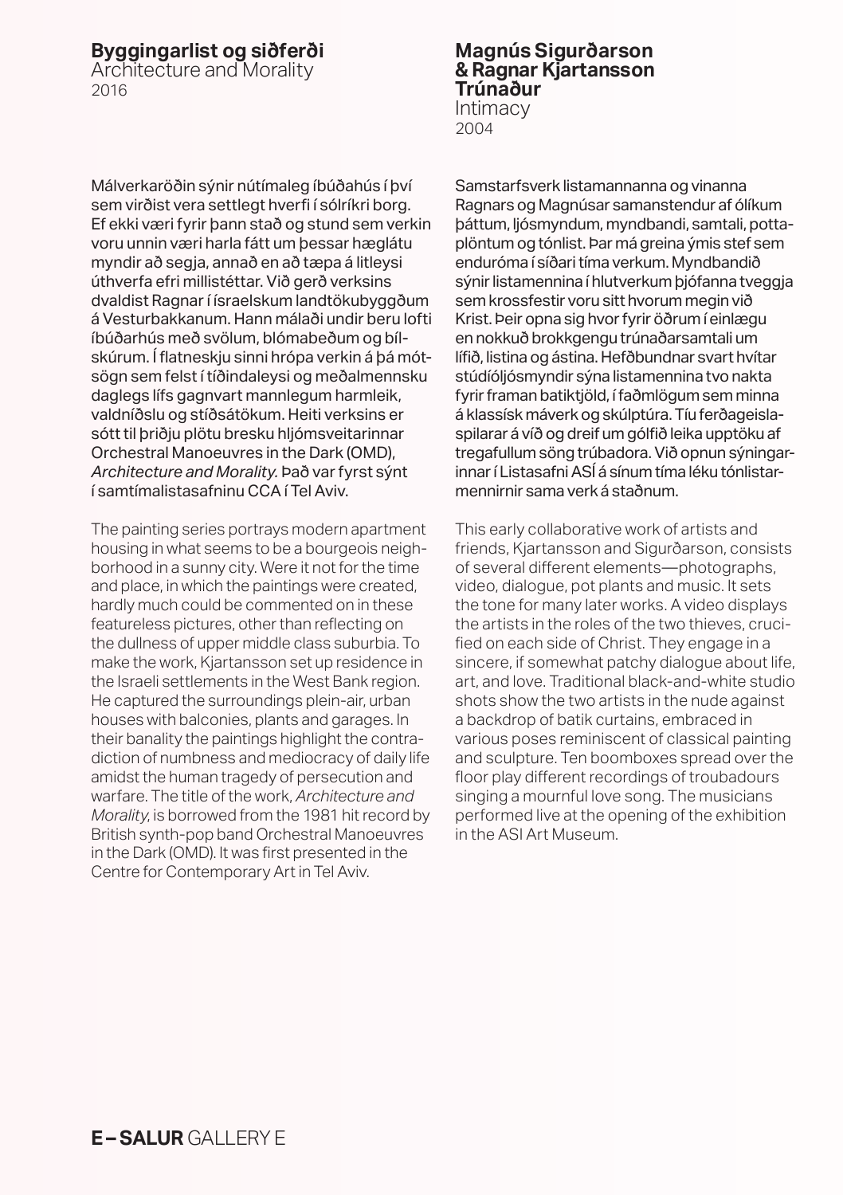## Byggingarlist og siðferði

Architecture and Morality
2016

Málverkaröðin sýnir nútímaleg íbúðahús í því sem virðist vera settlegt hverfi í sólríkri borg. Ef ekki væri fyrir þann stað og stund sem verkin voru unnin væri harla fátt um þessar hæglátu myndir að segja, annað en að tæpa á litleysi úthverfa efri millistéttar. Við gerð verksins dvaldist Ragnar í ísraelskum landtökubyggðum á Vesturbakkanum. Hann málaði undir beru lofti íbúðarhús með svölum, blómabeðum og bílskúrum. Í flatneskju sinni hrópa verkin á þá mótsögn sem felst í tíðindaleysi og meðalmennsku daglegs lífs gagnvart mannlegum harmleik, valdníðslu og stíðsátökum. Heiti verksins er sótt til þriðju plötu bresku hljómsveitarinnar Orchestral Manoeuvres in the Dark (OMD), *Architecture and Morality.* Það var fyrst sýnt í samtímalistasafninu CCA í Tel Aviv.

The painting series portrays modern apartment housing in what seems to be a bourgeois neighborhood in a sunny city. Were it not for the time and place, in which the paintings were created, hardly much could be commented on in these featureless pictures, other than reflecting on the dullness of upper middle class suburbia. To make the work, Kjartansson set up residence in the Israeli settlements in the West Bank region. He captured the surroundings plein-air, urban houses with balconies, plants and garages. In their banality the paintings highlight the contradiction of numbness and mediocracy of daily life amidst the human tragedy of persecution and warfare. The title of the work, *Architecture and Morality*, is borrowed from the 1981 hit record by British synth-pop band Orchestral Manoeuvres in the Dark (OMD). It was first presented in the Centre for Contemporary Art in Tel Aviv.

## Magnús Sigurðarson & Ragnar Kjartansson
## Trúnaður

Intimacy
2004

Samstarfsverk listamannanna og vinanna Ragnars og Magnúsar samanstendur af ólíkum þáttum, ljósmyndum, myndbandi, samtali, pottaplöntum og tónlist. Þar má greina ýmis stef sem enduróma í síðari tíma verkum. Myndbandið sýnir listamennina í hlutverkum þjófanna tveggja sem krossfestir voru sitt hvorum megin við Krist. Þeir opna sig hvor fyrir öðrum í einlægu en nokkuð brokkgengu trúnaðarsamtali um lífið, listina og ástina. Hefðbundnar svart hvítar stúdíóljósmyndir sýna listamennina tvo nakta fyrir framan batiktjöld, í faðmlögum sem minna á klassísk máverk og skúlptúra. Tíu ferðageislaspilarar á víð og dreif um gólfið leika upptöku af tregafullum söng trúbadora. Við opnun sýningarinnar í Listasafni ASÍ á sínum tíma léku tónlistarmennirnir sama verk á staðnum.

This early collaborative work of artists and friends, Kjartansson and Sigurðarson, consists of several different elements—photographs, video, dialogue, pot plants and music. It sets the tone for many later works. A video displays the artists in the roles of the two thieves, crucified on each side of Christ. They engage in a sincere, if somewhat patchy dialogue about life, art, and love. Traditional black-and-white studio shots show the two artists in the nude against a backdrop of batik curtains, embraced in various poses reminiscent of classical painting and sculpture. Ten boomboxes spread over the floor play different recordings of troubadours singing a mournful love song. The musicians performed live at the opening of the exhibition in the ASI Art Museum.

**E – SALUR** GALLERY E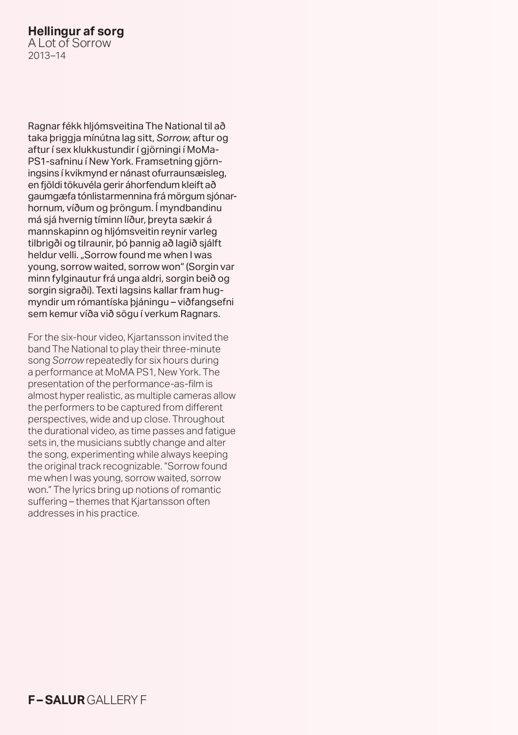**Hellingur af sorg**
A Lot of Sorrow
2013–14

Ragnar fékk hljómsveitina The National til að taka þriggja mínútna lag sitt, *Sorrow*, aftur og aftur í sex klukkustundir í gjörningi í MoMa-PS1-safninu í New York. Framsetning gjörningsins í kvikmynd er nánast ofurraunsæisleg, en fjöldi tökuvéla gerir áhorfendum kleift að gaumgæfa tónlistarmennina frá mörgum sjónarhornum, víðum og þröngum. Í myndbandinu má sjá hvernig tíminn líður, þreyta sækir á mannskapinn og hljómsveitin reynir varleg tilbrigði og tilraunir, þó þannig að lagið sjálft heldur velli. „Sorrow found me when I was young, sorrow waited, sorrow won" (Sorgin var minn fylginautur frá unga aldri, sorgin beið og sorgin sigraði). Texti lagsins kallar fram hugmyndir um rómantíska þjáningu – viðfangsefni sem kemur víða við sögu í verkum Ragnars.

For the six-hour video, Kjartansson invited the band The National to play their three-minute song *Sorrow* repeatedly for six hours during a performance at MoMA PS1, New York. The presentation of the performance-as-film is almost hyper realistic, as multiple cameras allow the performers to be captured from different perspectives, wide and up close. Throughout the durational video, as time passes and fatigue sets in, the musicians subtly change and alter the song, experimenting while always keeping the original track recognizable. "Sorrow found me when I was young, sorrow waited, sorrow won." The lyrics bring up notions of romantic suffering – themes that Kjartansson often addresses in his practice.

**F – SALUR** GALLERY F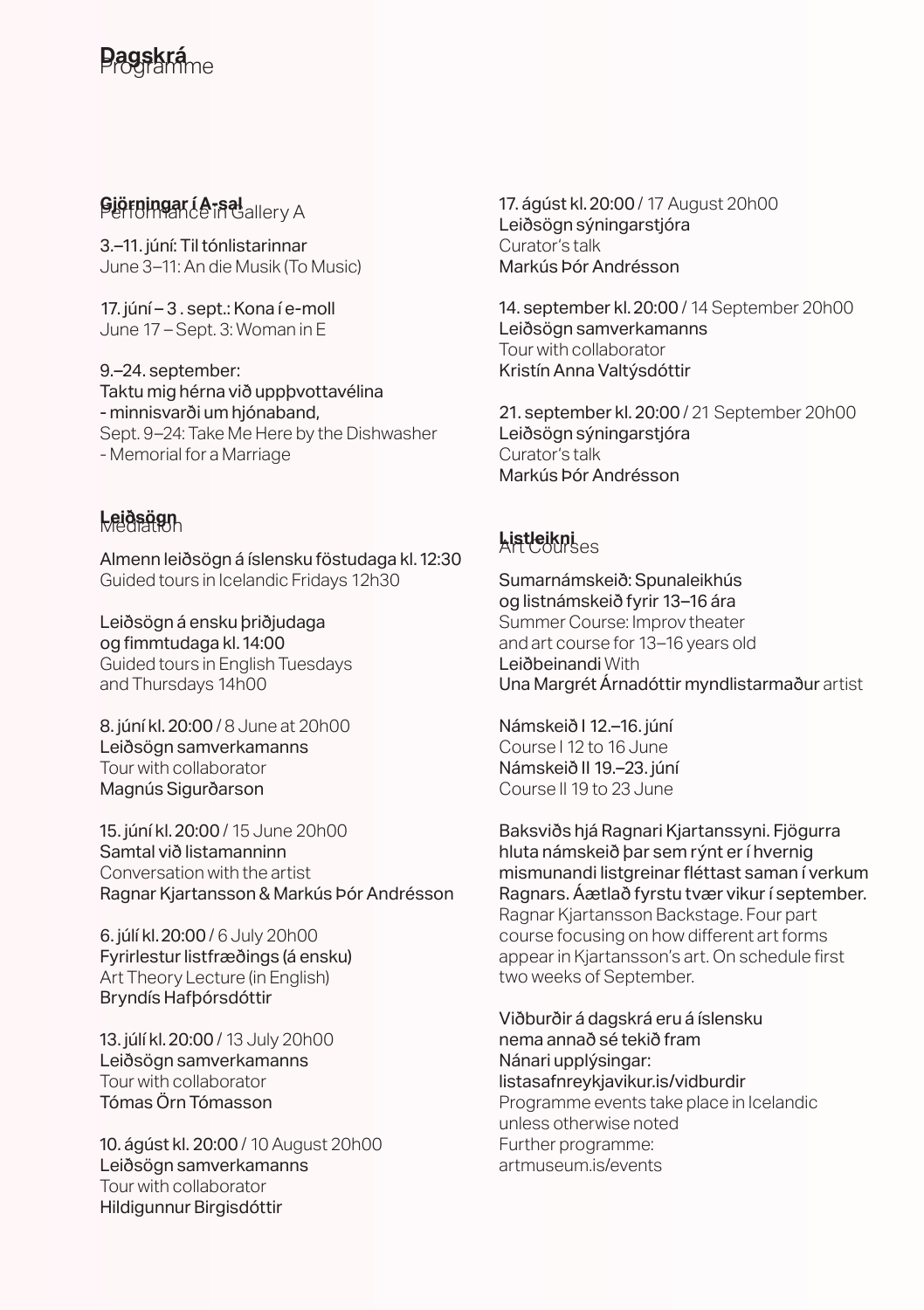# Dagskrá
Programme

## Gjörningar í A-sal
Performance in Gallery A

3.–11. júní: Til tónlistarinnar
June 3–11: An die Musik (To Music)

17. júní – 3 . sept.: Kona í e-moll
June 17 – Sept. 3: Woman in E

9.–24. september:
Taktu mig hérna við uppþvottavélina
- minnisvarði um hjónaband,
Sept. 9–24: Take Me Here by the Dishwasher
- Memorial for a Marriage

## Leiðsögn
Mediation

Almenn leiðsögn á íslensku föstudaga kl. 12:30
Guided tours in Icelandic Fridays 12h30

Leiðsögn á ensku þriðjudaga
og fimmtudaga kl. 14:00
Guided tours in English Tuesdays
and Thursdays 14h00

8. júní kl. 20:00 / 8 June at 20h00
Leiðsögn samverkamanns
Tour with collaborator
Magnús Sigurðarson

15. júní kl. 20:00 / 15 June 20h00
Samtal við listamanninn
Conversation with the artist
Ragnar Kjartansson & Markús Þór Andrésson

6. júlí kl. 20:00 / 6 July 20h00
Fyrirlestur listfræðings (á ensku)
Art Theory Lecture (in English)
Bryndís Hafþórsdóttir

13. júlí kl. 20:00 / 13 July 20h00
Leiðsögn samverkamanns
Tour with collaborator
Tómas Örn Tómasson

10. ágúst kl. 20:00 / 10 August 20h00
Leiðsögn samverkamanns
Tour with collaborator
Hildigunnur Birgisdóttir

17. ágúst kl. 20:00 / 17 August 20h00
Leiðsögn sýningarstjóra
Curator's talk
Markús Þór Andrésson

14. september kl. 20:00 / 14 September 20h00
Leiðsögn samverkamanns
Tour with collaborator
Kristín Anna Valtýsdóttir

21. september kl. 20:00 / 21 September 20h00
Leiðsögn sýningarstjóra
Curator's talk
Markús Þór Andrésson

## Listleikni
Art Courses

Sumarnámskeið: Spunaleikhús
og listnámskeið fyrir 13–16 ára
Summer Course: Improv theater
and art course for 13–16 years old
Leiðbeinandi With
Una Margrét Árnadóttir myndlistarmaður artist

Námskeið I 12.–16. júní
Course I 12 to 16 June
Námskeið II 19.–23. júní
Course II 19 to 23 June

Baksviðs hjá Ragnari Kjartanssyni. Fjögurra hluta námskeið þar sem rýnt er í hvernig mismunandi listgreinar fléttast saman í verkum Ragnars. Áætlað fyrstu tvær vikur í september.
Ragnar Kjartansson Backstage. Four part course focusing on how different art forms appear in Kjartansson's art. On schedule first two weeks of September.

Viðburðir á dagskrá eru á íslensku
nema annað sé tekið fram
Nánari upplýsingar:
listasafnreykjavikur.is/vidburdir
Programme events take place in Icelandic
unless otherwise noted
Further programme:
artmuseum.is/events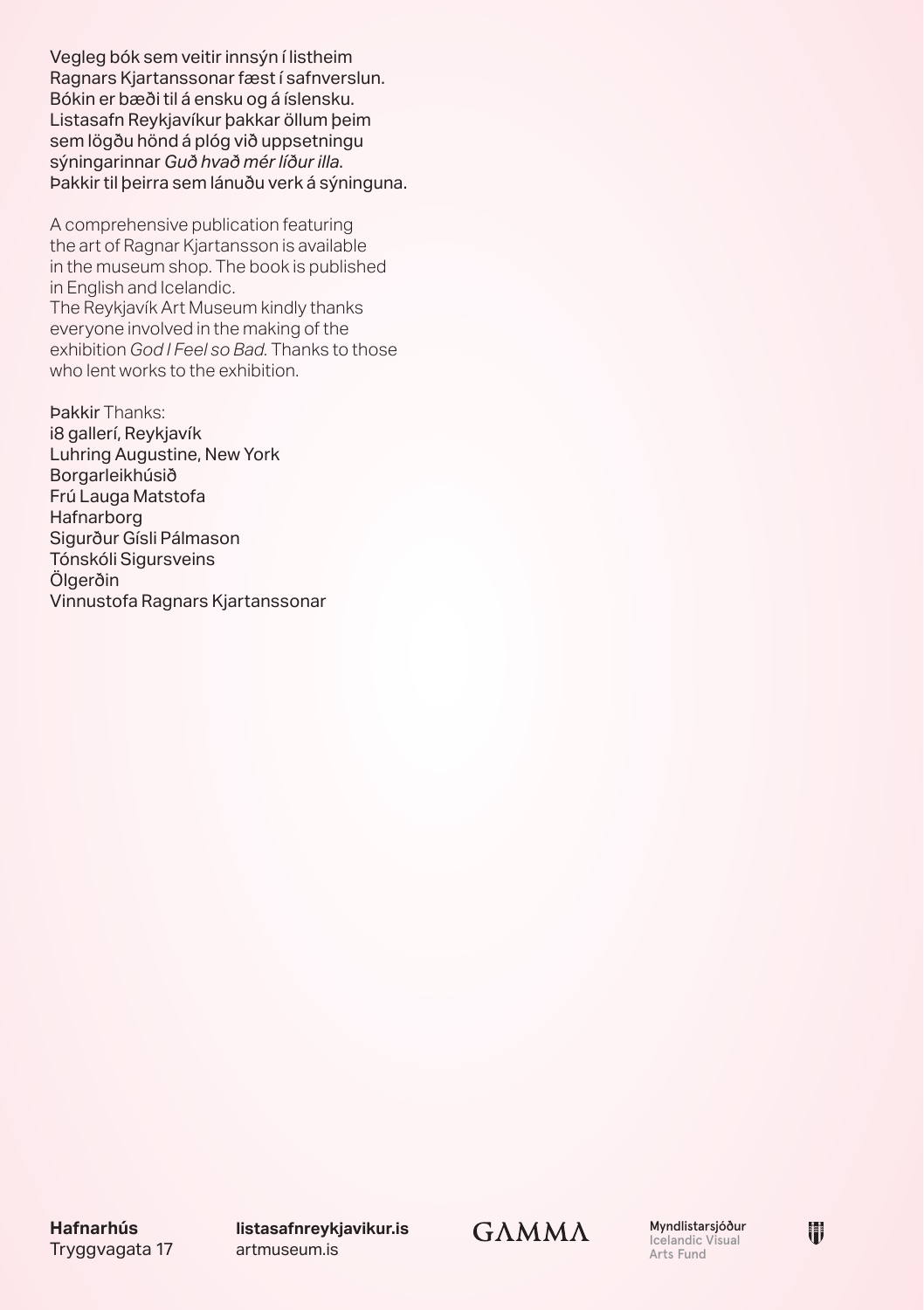Vegleg bók sem veitir innsýn í listheim Ragnars Kjartanssonar fæst í safnverslun. Bókin er bæði til á ensku og á íslensku. Listasafn Reykjavíkur þakkar öllum þeim sem lögðu hönd á plóg við uppsetningu sýningarinnar *Guð hvað mér líður illa*. Þakkir til þeirra sem lánuðu verk á sýninguna.

A comprehensive publication featuring the art of Ragnar Kjartansson is available in the museum shop. The book is published in English and Icelandic. The Reykjavík Art Museum kindly thanks everyone involved in the making of the exhibition *God I Feel so Bad*. Thanks to those who lent works to the exhibition.

Þakkir Thanks:
i8 gallerí, Reykjavík
Luhring Augustine, New York
Borgarleikhúsið
Frú Lauga Matstofa
Hafnarborg
Sigurður Gísli Pálmason
Tónskóli Sigursveins
Ölgerðin
Vinnustofa Ragnars Kjartanssonar

**Hafnarhús**
Tryggvagata 17

**listasafnreykjavikur.is**
artmuseum.is

GAMMA

Myndlistarsjóður
Icelandic Visual Arts Fund